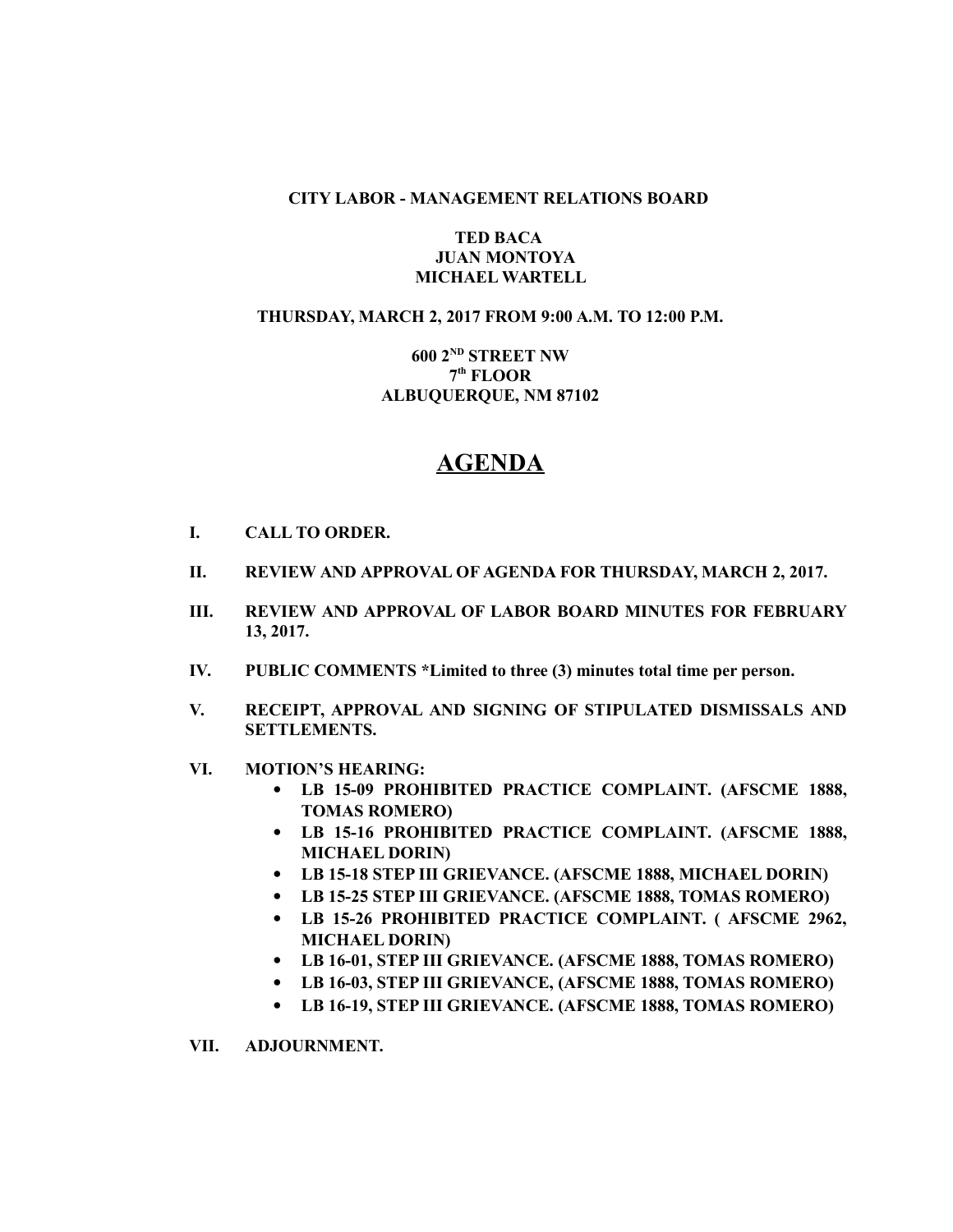**CITY LABOR - MANAGEMENT RELATIONS BOARD**

**TED BACA**
**JUAN MONTOYA**
**MICHAEL WARTELL**

**THURSDAY, MARCH 2, 2017 FROM 9:00 A.M. TO 12:00 P.M.**

**600 2ND STREET NW**
**7th FLOOR**
**ALBUQUERQUE, NM 87102**

# AGENDA

**I. CALL TO ORDER.**

**II. REVIEW AND APPROVAL OF AGENDA FOR THURSDAY, MARCH 2, 2017.**

**III. REVIEW AND APPROVAL OF LABOR BOARD MINUTES FOR FEBRUARY 13, 2017.**

**IV. PUBLIC COMMENTS *Limited to three (3) minutes total time per person.**

**V. RECEIPT, APPROVAL AND SIGNING OF STIPULATED DISMISSALS AND SETTLEMENTS.**

**VI. MOTION'S HEARING:**

- **LB 15-09 PROHIBITED PRACTICE COMPLAINT. (AFSCME 1888, TOMAS ROMERO)**
- **LB 15-16 PROHIBITED PRACTICE COMPLAINT. (AFSCME 1888, MICHAEL DORIN)**
- **LB 15-18 STEP III GRIEVANCE. (AFSCME 1888, MICHAEL DORIN)**
- **LB 15-25 STEP III GRIEVANCE. (AFSCME 1888, TOMAS ROMERO)**
- **LB 15-26 PROHIBITED PRACTICE COMPLAINT. ( AFSCME 2962, MICHAEL DORIN)**
- **LB 16-01, STEP III GRIEVANCE. (AFSCME 1888, TOMAS ROMERO)**
- **LB 16-03, STEP III GRIEVANCE, (AFSCME 1888, TOMAS ROMERO)**
- **LB 16-19, STEP III GRIEVANCE. (AFSCME 1888, TOMAS ROMERO)**

**VII. ADJOURNMENT.**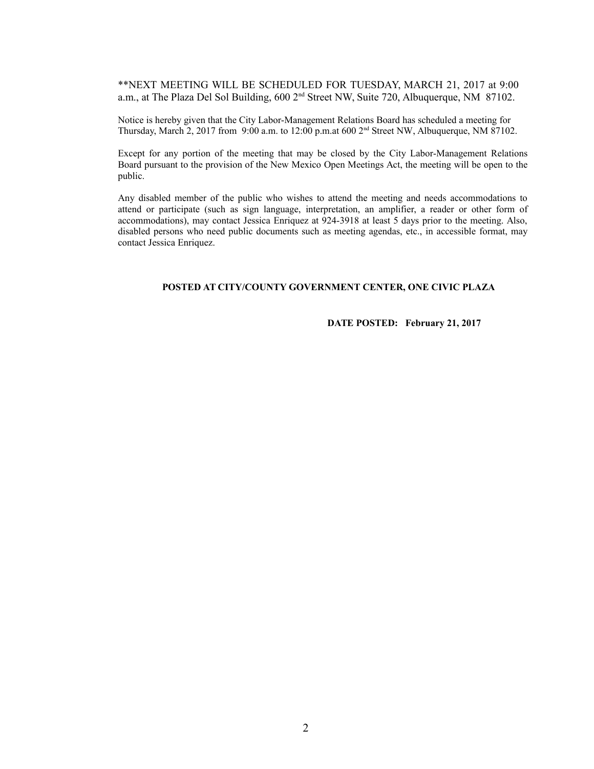**NEXT MEETING WILL BE SCHEDULED FOR TUESDAY, MARCH 21, 2017 at 9:00 a.m., at The Plaza Del Sol Building, 600 2nd Street NW, Suite 720, Albuquerque, NM 87102.

Notice is hereby given that the City Labor-Management Relations Board has scheduled a meeting for Thursday, March 2, 2017 from 9:00 a.m. to 12:00 p.m.at 600 2nd Street NW, Albuquerque, NM 87102.

Except for any portion of the meeting that may be closed by the City Labor-Management Relations Board pursuant to the provision of the New Mexico Open Meetings Act, the meeting will be open to the public.

Any disabled member of the public who wishes to attend the meeting and needs accommodations to attend or participate (such as sign language, interpretation, an amplifier, a reader or other form of accommodations), may contact Jessica Enriquez at 924-3918 at least 5 days prior to the meeting. Also, disabled persons who need public documents such as meeting agendas, etc., in accessible format, may contact Jessica Enriquez.

**POSTED AT CITY/COUNTY GOVERNMENT CENTER, ONE CIVIC PLAZA**

**DATE POSTED: February 21, 2017**